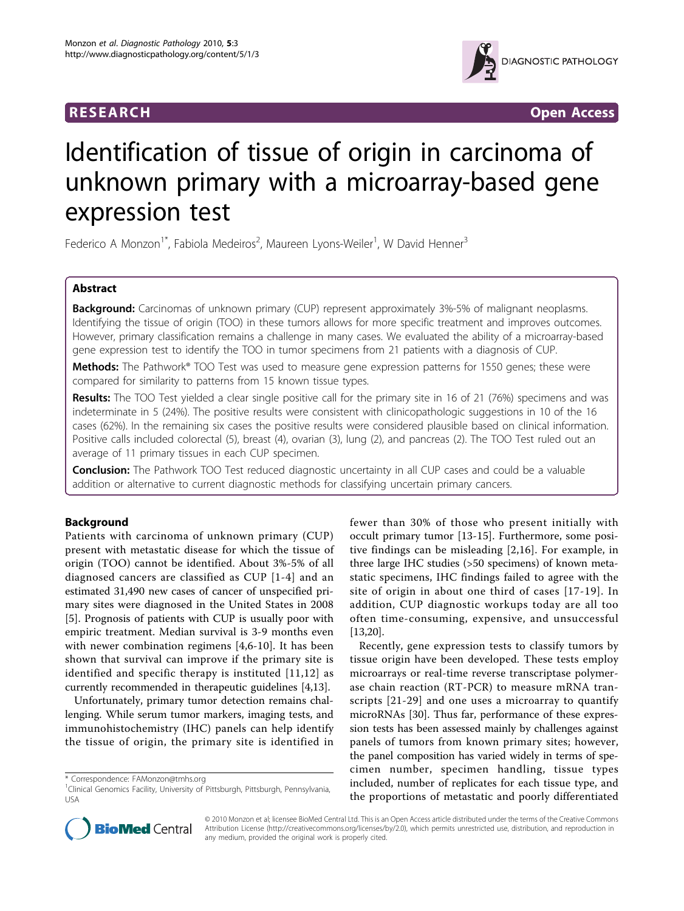## RESEARCH

**Open Access**

# Identification of tissue of origin in carcinoma of unknown primary with a microarray-based gene expression test

Federico A Monzon[1*], Fabiola Medeiros[2], Maureen Lyons-Weiler[1], W David Henner[3]

## Abstract

**Background:** Carcinomas of unknown primary (CUP) represent approximately 3%-5% of malignant neoplasms. Identifying the tissue of origin (TOO) in these tumors allows for more specific treatment and improves outcomes. However, primary classification remains a challenge in many cases. We evaluated the ability of a microarray-based gene expression test to identify the TOO in tumor specimens from 21 patients with a diagnosis of CUP.

**Methods:** The Pathwork® TOO Test was used to measure gene expression patterns for 1550 genes; these were compared for similarity to patterns from 15 known tissue types.

**Results:** The TOO Test yielded a clear single positive call for the primary site in 16 of 21 (76%) specimens and was indeterminate in 5 (24%). The positive results were consistent with clinicopathologic suggestions in 10 of the 16 cases (62%). In the remaining six cases the positive results were considered plausible based on clinical information. Positive calls included colorectal (5), breast (4), ovarian (3), lung (2), and pancreas (2). The TOO Test ruled out an average of 11 primary tissues in each CUP specimen.

**Conclusion:** The Pathwork TOO Test reduced diagnostic uncertainty in all CUP cases and could be a valuable addition or alternative to current diagnostic methods for classifying uncertain primary cancers.

## Background

Patients with carcinoma of unknown primary (CUP) present with metastatic disease for which the tissue of origin (TOO) cannot be identified. About 3%-5% of all diagnosed cancers are classified as CUP [1-4] and an estimated 31,490 new cases of cancer of unspecified primary sites were diagnosed in the United States in 2008 [5]. Prognosis of patients with CUP is usually poor with empiric treatment. Median survival is 3-9 months even with newer combination regimens [4,6-10]. It has been shown that survival can improve if the primary site is identified and specific therapy is instituted [11,12] as currently recommended in therapeutic guidelines [4,13].

Unfortunately, primary tumor detection remains challenging. While serum tumor markers, imaging tests, and immunohistochemistry (IHC) panels can help identify the tissue of origin, the primary site is identified in fewer than 30% of those who present initially with occult primary tumor [13-15]. Furthermore, some positive findings can be misleading [2,16]. For example, in three large IHC studies (>50 specimens) of known metastatic specimens, IHC findings failed to agree with the site of origin in about one third of cases [17-19]. In addition, CUP diagnostic workups today are all too often time-consuming, expensive, and unsuccessful [13,20].

Recently, gene expression tests to classify tumors by tissue origin have been developed. These tests employ microarrays or real-time reverse transcriptase polymerase chain reaction (RT-PCR) to measure mRNA transcripts [21-29] and one uses a microarray to quantify microRNAs [30]. Thus far, performance of these expression tests has been assessed mainly by challenges against panels of tumors from known primary sites; however, the panel composition has varied widely in terms of specimen number, specimen handling, tissue types included, number of replicates for each tissue type, and the proportions of metastatic and poorly differentiated

\* Correspondence: FAMonzon@tmhs.org
[1]Clinical Genomics Facility, University of Pittsburgh, Pittsburgh, Pennsylvania, USA

© 2010 Monzon et al; licensee BioMed Central Ltd. This is an Open Access article distributed under the terms of the Creative Commons Attribution License (http://creativecommons.org/licenses/by/2.0), which permits unrestricted use, distribution, and reproduction in any medium, provided the original work is properly cited.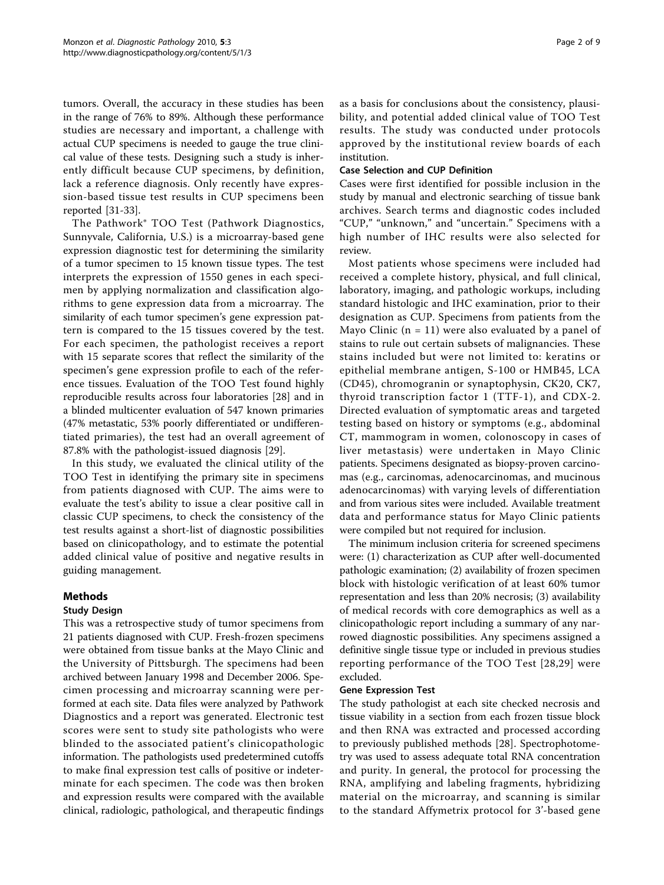tumors. Overall, the accuracy in these studies has been in the range of 76% to 89%. Although these performance studies are necessary and important, a challenge with actual CUP specimens is needed to gauge the true clinical value of these tests. Designing such a study is inherently difficult because CUP specimens, by definition, lack a reference diagnosis. Only recently have expression-based tissue test results in CUP specimens been reported [31-33].

The Pathwork® TOO Test (Pathwork Diagnostics, Sunnyvale, California, U.S.) is a microarray-based gene expression diagnostic test for determining the similarity of a tumor specimen to 15 known tissue types. The test interprets the expression of 1550 genes in each specimen by applying normalization and classification algorithms to gene expression data from a microarray. The similarity of each tumor specimen's gene expression pattern is compared to the 15 tissues covered by the test. For each specimen, the pathologist receives a report with 15 separate scores that reflect the similarity of the specimen's gene expression profile to each of the reference tissues. Evaluation of the TOO Test found highly reproducible results across four laboratories [28] and in a blinded multicenter evaluation of 547 known primaries (47% metastatic, 53% poorly differentiated or undifferentiated primaries), the test had an overall agreement of 87.8% with the pathologist-issued diagnosis [29].

In this study, we evaluated the clinical utility of the TOO Test in identifying the primary site in specimens from patients diagnosed with CUP. The aims were to evaluate the test's ability to issue a clear positive call in classic CUP specimens, to check the consistency of the test results against a short-list of diagnostic possibilities based on clinicopathology, and to estimate the potential added clinical value of positive and negative results in guiding management.

## Methods

### Study Design

This was a retrospective study of tumor specimens from 21 patients diagnosed with CUP. Fresh-frozen specimens were obtained from tissue banks at the Mayo Clinic and the University of Pittsburgh. The specimens had been archived between January 1998 and December 2006. Specimen processing and microarray scanning were performed at each site. Data files were analyzed by Pathwork Diagnostics and a report was generated. Electronic test scores were sent to study site pathologists who were blinded to the associated patient's clinicopathologic information. The pathologists used predetermined cutoffs to make final expression test calls of positive or indeterminate for each specimen. The code was then broken and expression results were compared with the available clinical, radiologic, pathological, and therapeutic findings as a basis for conclusions about the consistency, plausibility, and potential added clinical value of TOO Test results. The study was conducted under protocols approved by the institutional review boards of each institution.

### Case Selection and CUP Definition

Cases were first identified for possible inclusion in the study by manual and electronic searching of tissue bank archives. Search terms and diagnostic codes included "CUP," "unknown," and "uncertain." Specimens with a high number of IHC results were also selected for review.

Most patients whose specimens were included had received a complete history, physical, and full clinical, laboratory, imaging, and pathologic workups, including standard histologic and IHC examination, prior to their designation as CUP. Specimens from patients from the Mayo Clinic (n = 11) were also evaluated by a panel of stains to rule out certain subsets of malignancies. These stains included but were not limited to: keratins or epithelial membrane antigen, S-100 or HMB45, LCA (CD45), chromogranin or synaptophysin, CK20, CK7, thyroid transcription factor 1 (TTF-1), and CDX-2. Directed evaluation of symptomatic areas and targeted testing based on history or symptoms (e.g., abdominal CT, mammogram in women, colonoscopy in cases of liver metastasis) were undertaken in Mayo Clinic patients. Specimens designated as biopsy-proven carcinomas (e.g., carcinomas, adenocarcinomas, and mucinous adenocarcinomas) with varying levels of differentiation and from various sites were included. Available treatment data and performance status for Mayo Clinic patients were compiled but not required for inclusion.

The minimum inclusion criteria for screened specimens were: (1) characterization as CUP after well-documented pathologic examination; (2) availability of frozen specimen block with histologic verification of at least 60% tumor representation and less than 20% necrosis; (3) availability of medical records with core demographics as well as a clinicopathologic report including a summary of any narrowed diagnostic possibilities. Any specimens assigned a definitive single tissue type or included in previous studies reporting performance of the TOO Test [28,29] were excluded.

### Gene Expression Test

The study pathologist at each site checked necrosis and tissue viability in a section from each frozen tissue block and then RNA was extracted and processed according to previously published methods [28]. Spectrophotometry was used to assess adequate total RNA concentration and purity. In general, the protocol for processing the RNA, amplifying and labeling fragments, hybridizing material on the microarray, and scanning is similar to the standard Affymetrix protocol for 3'-based gene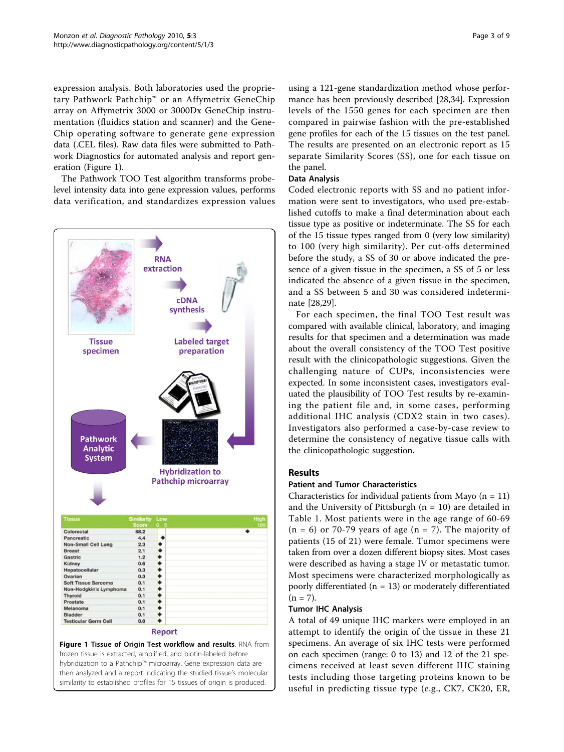expression analysis. Both laboratories used the proprietary Pathwork Pathchip™ or an Affymetrix GeneChip array on Affymetrix 3000 or 3000Dx GeneChip instrumentation (fluidics station and scanner) and the GeneChip operating software to generate gene expression data (.CEL files). Raw data files were submitted to Pathwork Diagnostics for automated analysis and report generation (Figure 1).

The Pathwork TOO Test algorithm transforms probe-level intensity data into gene expression values, performs data verification, and standardizes expression values using a 121-gene standardization method whose performance has been previously described [28,34]. Expression levels of the 1550 genes for each specimen are then compared in pairwise fashion with the pre-established gene profiles for each of the 15 tissues on the test panel. The results are presented on an electronic report as 15 separate Similarity Scores (SS), one for each tissue on the panel.

**Figure 1 Tissue of Origin Test workflow and results**. RNA from frozen tissue is extracted, amplified, and biotin-labeled before hybridization to a Pathchip™ microarray. Gene expression data are then analyzed and a report indicating the studied tissue's molecular similarity to established profiles for 15 tissues of origin is produced.

### Data Analysis

Coded electronic reports with SS and no patient information were sent to investigators, who used pre-established cutoffs to make a final determination about each tissue type as positive or indeterminate. The SS for each of the 15 tissue types ranged from 0 (very low similarity) to 100 (very high similarity). Per cut-offs determined before the study, a SS of 30 or above indicated the presence of a given tissue in the specimen, a SS of 5 or less indicated the absence of a given tissue in the specimen, and a SS between 5 and 30 was considered indeterminate [28,29].

For each specimen, the final TOO Test result was compared with available clinical, laboratory, and imaging results for that specimen and a determination was made about the overall consistency of the TOO Test positive result with the clinicopathologic suggestions. Given the challenging nature of CUPs, inconsistencies were expected. In some inconsistent cases, investigators evaluated the plausibility of TOO Test results by re-examining the patient file and, in some cases, performing additional IHC analysis (CDX2 stain in two cases). Investigators also performed a case-by-case review to determine the consistency of negative tissue calls with the clinicopathologic suggestion.

## Results

### Patient and Tumor Characteristics

Characteristics for individual patients from Mayo (n = 11) and the University of Pittsburgh (n = 10) are detailed in Table 1. Most patients were in the age range of 60-69 (n = 6) or 70-79 years of age (n = 7). The majority of patients (15 of 21) were female. Tumor specimens were taken from over a dozen different biopsy sites. Most cases were described as having a stage IV or metastatic tumor. Most specimens were characterized morphologically as poorly differentiated (n = 13) or moderately differentiated (n = 7).

### Tumor IHC Analysis

A total of 49 unique IHC markers were employed in an attempt to identify the origin of the tissue in these 21 specimens. An average of six IHC tests were performed on each specimen (range: 0 to 13) and 12 of the 21 specimens received at least seven different IHC staining tests including those targeting proteins known to be useful in predicting tissue type (e.g., CK7, CK20, ER,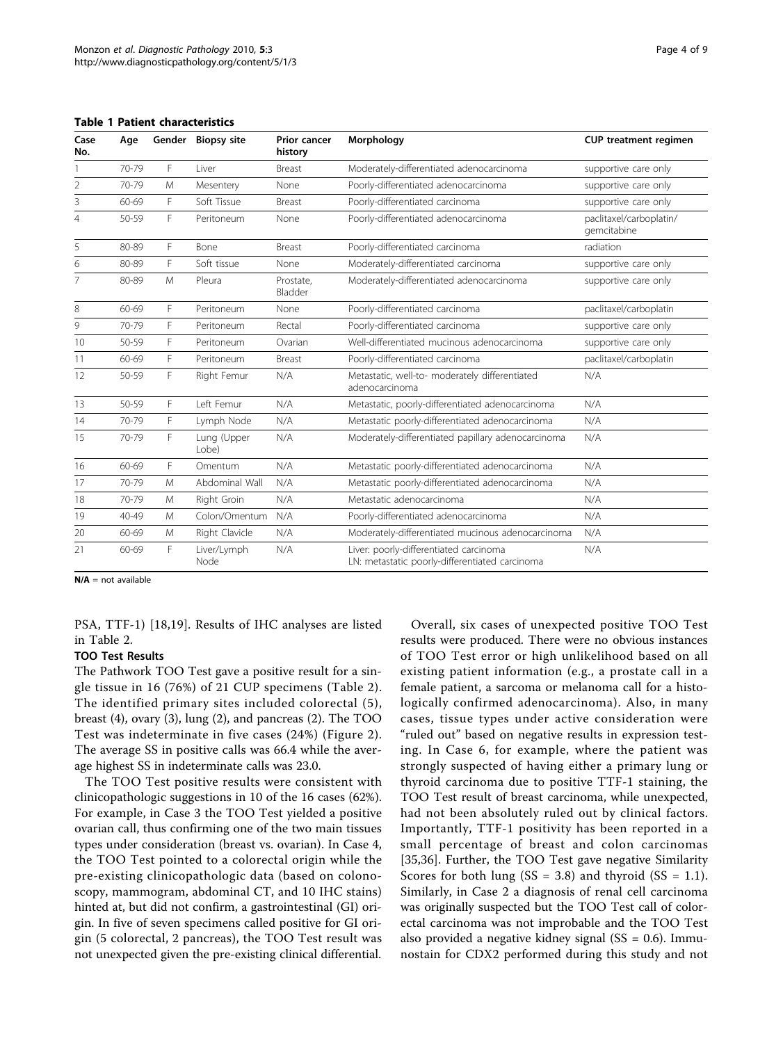**Table 1 Patient characteristics**

| Case No. | Age | Gender | Biopsy site | Prior cancer history | Morphology | CUP treatment regimen |
|---|---|---|---|---|---|---|
| 1 | 70-79 | F | Liver | Breast | Moderately-differentiated adenocarcinoma | supportive care only |
| 2 | 70-79 | M | Mesentery | None | Poorly-differentiated adenocarcinoma | supportive care only |
| 3 | 60-69 | F | Soft Tissue | Breast | Poorly-differentiated carcinoma | supportive care only |
| 4 | 50-59 | F | Peritoneum | None | Poorly-differentiated adenocarcinoma | paclitaxel/carboplatin/ gemcitabine |
| 5 | 80-89 | F | Bone | Breast | Poorly-differentiated carcinoma | radiation |
| 6 | 80-89 | F | Soft tissue | None | Moderately-differentiated carcinoma | supportive care only |
| 7 | 80-89 | M | Pleura | Prostate, Bladder | Moderately-differentiated adenocarcinoma | supportive care only |
| 8 | 60-69 | F | Peritoneum | None | Poorly-differentiated carcinoma | paclitaxel/carboplatin |
| 9 | 70-79 | F | Peritoneum | Rectal | Poorly-differentiated carcinoma | supportive care only |
| 10 | 50-59 | F | Peritoneum | Ovarian | Well-differentiated mucinous adenocarcinoma | supportive care only |
| 11 | 60-69 | F | Peritoneum | Breast | Poorly-differentiated carcinoma | paclitaxel/carboplatin |
| 12 | 50-59 | F | Right Femur | N/A | Metastatic, well-to- moderately differentiated adenocarcinoma | N/A |
| 13 | 50-59 | F | Left Femur | N/A | Metastatic, poorly-differentiated adenocarcinoma | N/A |
| 14 | 70-79 | F | Lymph Node | N/A | Metastatic poorly-differentiated adenocarcinoma | N/A |
| 15 | 70-79 | F | Lung (Upper Lobe) | N/A | Moderately-differentiated papillary adenocarcinoma | N/A |
| 16 | 60-69 | F | Omentum | N/A | Metastatic poorly-differentiated adenocarcinoma | N/A |
| 17 | 70-79 | M | Abdominal Wall | N/A | Metastatic poorly-differentiated adenocarcinoma | N/A |
| 18 | 70-79 | M | Right Groin | N/A | Metastatic adenocarcinoma | N/A |
| 19 | 40-49 | M | Colon/Omentum | N/A | Poorly-differentiated adenocarcinoma | N/A |
| 20 | 60-69 | M | Right Clavicle | N/A | Moderately-differentiated mucinous adenocarcinoma | N/A |
| 21 | 60-69 | F | Liver/Lymph Node | N/A | Liver: poorly-differentiated carcinoma LN: metastatic poorly-differentiated carcinoma | N/A |

**N/A** = not available

PSA, TTF-1) [18,19]. Results of IHC analyses are listed in Table 2.

### TOO Test Results

The Pathwork TOO Test gave a positive result for a single tissue in 16 (76%) of 21 CUP specimens (Table 2). The identified primary sites included colorectal (5), breast (4), ovary (3), lung (2), and pancreas (2). The TOO Test was indeterminate in five cases (24%) (Figure 2). The average SS in positive calls was 66.4 while the average highest SS in indeterminate calls was 23.0.

The TOO Test positive results were consistent with clinicopathologic suggestions in 10 of the 16 cases (62%). For example, in Case 3 the TOO Test yielded a positive ovarian call, thus confirming one of the two main tissues types under consideration (breast vs. ovarian). In Case 4, the TOO Test pointed to a colorectal origin while the pre-existing clinicopathologic data (based on colonoscopy, mammogram, abdominal CT, and 10 IHC stains) hinted at, but did not confirm, a gastrointestinal (GI) origin. In five of seven specimens called positive for GI origin (5 colorectal, 2 pancreas), the TOO Test result was not unexpected given the pre-existing clinical differential.

Overall, six cases of unexpected positive TOO Test results were produced. There were no obvious instances of TOO Test error or high unlikelihood based on all existing patient information (e.g., a prostate call in a female patient, a sarcoma or melanoma call for a histologically confirmed adenocarcinoma). Also, in many cases, tissue types under active consideration were "ruled out" based on negative results in expression testing. In Case 6, for example, where the patient was strongly suspected of having either a primary lung or thyroid carcinoma due to positive TTF-1 staining, the TOO Test result of breast carcinoma, while unexpected, had not been absolutely ruled out by clinical factors. Importantly, TTF-1 positivity has been reported in a small percentage of breast and colon carcinomas [35,36]. Further, the TOO Test gave negative Similarity Scores for both lung (SS = 3.8) and thyroid (SS = 1.1). Similarly, in Case 2 a diagnosis of renal cell carcinoma was originally suspected but the TOO Test call of colorectal carcinoma was not improbable and the TOO Test also provided a negative kidney signal (SS = 0.6). Immunostain for CDX2 performed during this study and not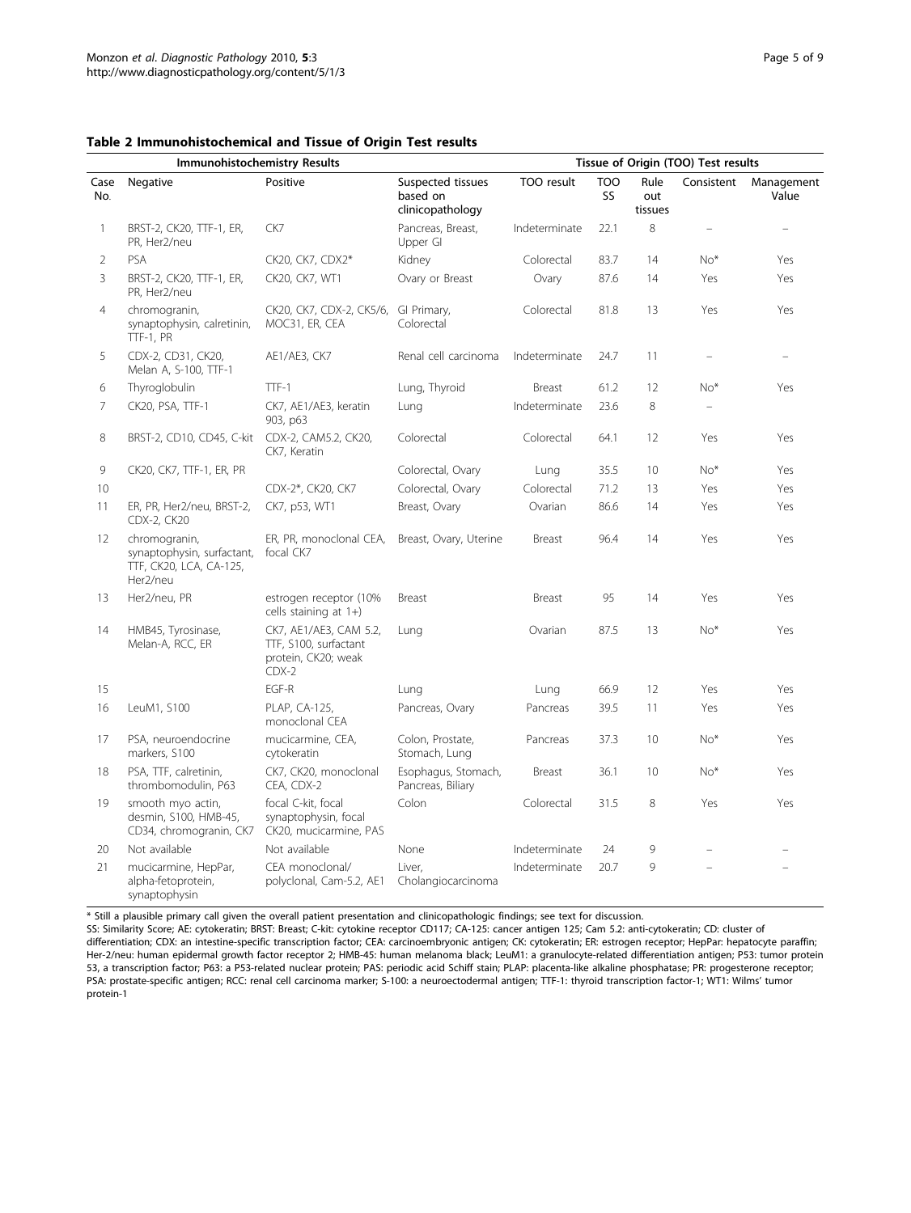**Table 2 Immunohistochemical and Tissue of Origin Test results**

| Immunohistochemistry Results | | | | Tissue of Origin (TOO) Test results | | | | |
|---|---|---|---|---|---|---|---|---|
| Case No. | Negative | Positive | Suspected tissues based on clinicopathology | TOO result | TOO SS | Rule out tissues | Consistent | Management Value |
| 1 | BRST-2, CK20, TTF-1, ER, PR, Her2/neu | CK7 | Pancreas, Breast, Upper GI | Indeterminate | 22.1 | 8 | – | – |
| 2 | PSA | CK20, CK7, CDX2* | Kidney | Colorectal | 83.7 | 14 | No* | Yes |
| 3 | BRST-2, CK20, TTF-1, ER, PR, Her2/neu | CK20, CK7, WT1 | Ovary or Breast | Ovary | 87.6 | 14 | Yes | Yes |
| 4 | chromogranin, synaptophysin, calretinin, TTF-1, PR | CK20, CK7, CDX-2, CK5/6, MOC31, ER, CEA | GI Primary, Colorectal | Colorectal | 81.8 | 13 | Yes | Yes |
| 5 | CDX-2, CD31, CK20, Melan A, S-100, TTF-1 | AE1/AE3, CK7 | Renal cell carcinoma | Indeterminate | 24.7 | 11 | – | – |
| 6 | Thyroglobulin | TTF-1 | Lung, Thyroid | Breast | 61.2 | 12 | No* | Yes |
| 7 | CK20, PSA, TTF-1 | CK7, AE1/AE3, keratin 903, p63 | Lung | Indeterminate | 23.6 | 8 | – | |
| 8 | BRST-2, CD10, CD45, C-kit | CDX-2, CAM5.2, CK20, CK7, Keratin | Colorectal | Colorectal | 64.1 | 12 | Yes | Yes |
| 9 | CK20, CK7, TTF-1, ER, PR | | Colorectal, Ovary | Lung | 35.5 | 10 | No* | Yes |
| 10 | | CDX-2*, CK20, CK7 | Colorectal, Ovary | Colorectal | 71.2 | 13 | Yes | Yes |
| 11 | ER, PR, Her2/neu, BRST-2, CDX-2, CK20 | CK7, p53, WT1 | Breast, Ovary | Ovarian | 86.6 | 14 | Yes | Yes |
| 12 | chromogranin, synaptophysin, surfactant, TTF, CK20, LCA, CA-125, Her2/neu | ER, PR, monoclonal CEA, focal CK7 | Breast, Ovary, Uterine | Breast | 96.4 | 14 | Yes | Yes |
| 13 | Her2/neu, PR | estrogen receptor (10% cells staining at 1+) | Breast | Breast | 95 | 14 | Yes | Yes |
| 14 | HMB45, Tyrosinase, Melan-A, RCC, ER | CK7, AE1/AE3, CAM 5.2, TTF, S100, surfactant protein, CK20; weak CDX-2 | Lung | Ovarian | 87.5 | 13 | No* | Yes |
| 15 | | EGF-R | Lung | Lung | 66.9 | 12 | Yes | Yes |
| 16 | LeuM1, S100 | PLAP, CA-125, monoclonal CEA | Pancreas, Ovary | Pancreas | 39.5 | 11 | Yes | Yes |
| 17 | PSA, neuroendocrine markers, S100 | mucicarmine, CEA, cytokeratin | Colon, Prostate, Stomach, Lung | Pancreas | 37.3 | 10 | No* | Yes |
| 18 | PSA, TTF, calretinin, thrombomodulin, P63 | CK7, CK20, monoclonal CEA, CDX-2 | Esophagus, Stomach, Pancreas, Biliary | Breast | 36.1 | 10 | No* | Yes |
| 19 | smooth myo actin, desmin, S100, HMB-45, CD34, chromogranin, CK7 | focal C-kit, focal synaptophysin, focal CK20, mucicarmine, PAS | Colon | Colorectal | 31.5 | 8 | Yes | Yes |
| 20 | Not available | Not available | None | Indeterminate | 24 | 9 | – | – |
| 21 | mucicarmine, HepPar, alpha-fetoprotein, synaptophysin | CEA monoclonal/ polyclonal, Cam-5.2, AE1 | Liver, Cholangiocarcinoma | Indeterminate | 20.7 | 9 | – | – |

\* Still a plausible primary call given the overall patient presentation and clinicopathologic findings; see text for discussion.

SS: Similarity Score; AE: cytokeratin; BRST: Breast; C-kit: cytokine receptor CD117; CA-125: cancer antigen 125; Cam 5.2: anti-cytokeratin; CD: cluster of differentiation; CDX: an intestine-specific transcription factor; CEA: carcinoembryonic antigen; CK: cytokeratin; ER: estrogen receptor; HepPar: hepatocyte paraffin; Her-2/neu: human epidermal growth factor receptor 2; HMB-45: human melanoma black; LeuM1: a granulocyte-related differentiation antigen; P53: tumor protein 53, a transcription factor; P63: a P53-related nuclear protein; PAS: periodic acid Schiff stain; PLAP: placenta-like alkaline phosphatase; PR: progesterone receptor; PSA: prostate-specific antigen; RCC: renal cell carcinoma marker; S-100: a neuroectodermal antigen; TTF-1: thyroid transcription factor-1; WT1: Wilms' tumor protein-1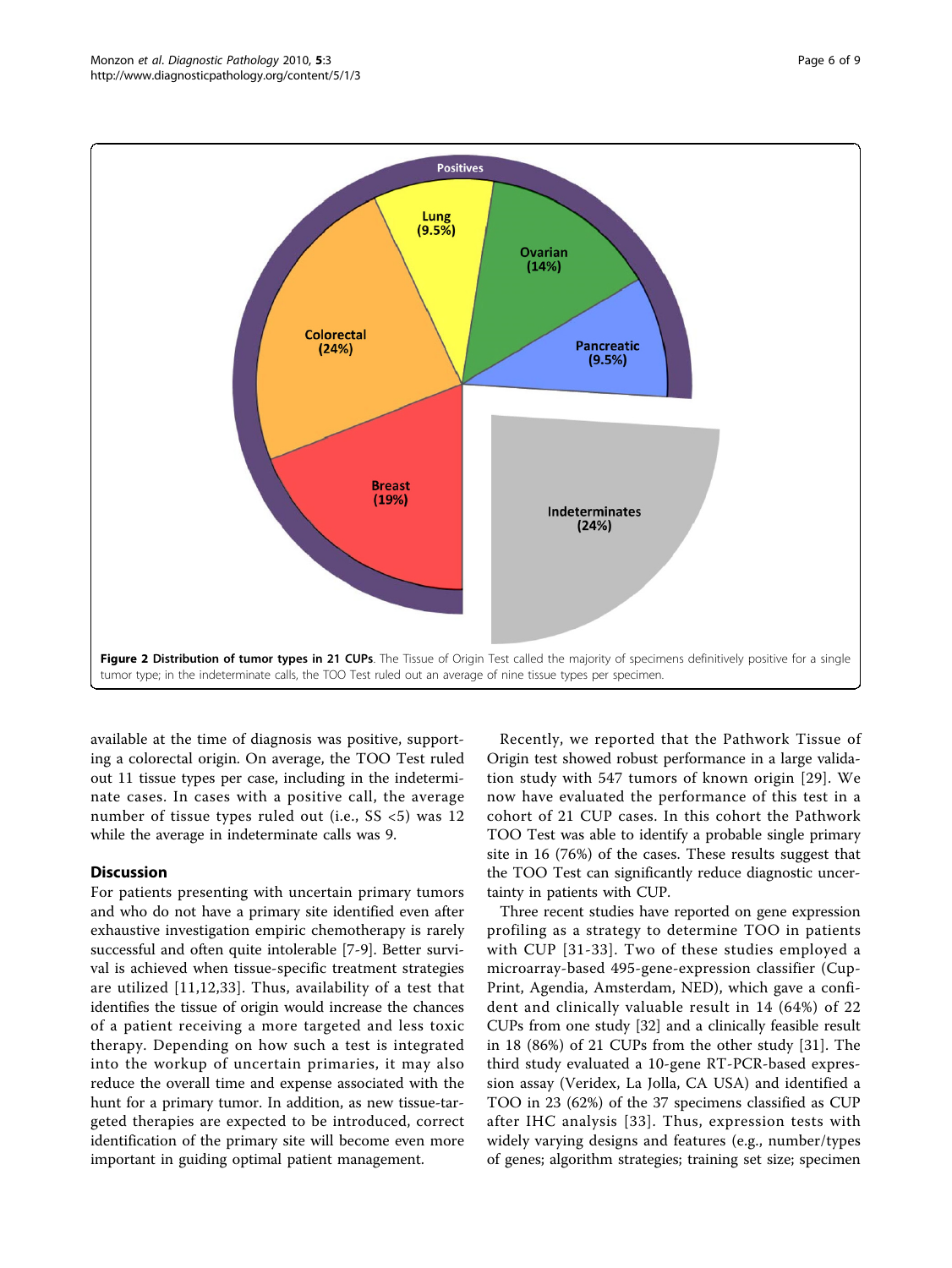**Figure 2 Distribution of tumor types in 21 CUPs**. The Tissue of Origin Test called the majority of specimens definitively positive for a single tumor type; in the indeterminate calls, the TOO Test ruled out an average of nine tissue types per specimen.

available at the time of diagnosis was positive, supporting a colorectal origin. On average, the TOO Test ruled out 11 tissue types per case, including in the indeterminate cases. In cases with a positive call, the average number of tissue types ruled out (i.e., SS <5) was 12 while the average in indeterminate calls was 9.

## Discussion

For patients presenting with uncertain primary tumors and who do not have a primary site identified even after exhaustive investigation empiric chemotherapy is rarely successful and often quite intolerable [7-9]. Better survival is achieved when tissue-specific treatment strategies are utilized [11,12,33]. Thus, availability of a test that identifies the tissue of origin would increase the chances of a patient receiving a more targeted and less toxic therapy. Depending on how such a test is integrated into the workup of uncertain primaries, it may also reduce the overall time and expense associated with the hunt for a primary tumor. In addition, as new tissue-targeted therapies are expected to be introduced, correct identification of the primary site will become even more important in guiding optimal patient management.

Recently, we reported that the Pathwork Tissue of Origin test showed robust performance in a large validation study with 547 tumors of known origin [29]. We now have evaluated the performance of this test in a cohort of 21 CUP cases. In this cohort the Pathwork TOO Test was able to identify a probable single primary site in 16 (76%) of the cases. These results suggest that the TOO Test can significantly reduce diagnostic uncertainty in patients with CUP.

Three recent studies have reported on gene expression profiling as a strategy to determine TOO in patients with CUP [31-33]. Two of these studies employed a microarray-based 495-gene-expression classifier (CupPrint, Agendia, Amsterdam, NED), which gave a confident and clinically valuable result in 14 (64%) of 22 CUPs from one study [32] and a clinically feasible result in 18 (86%) of 21 CUPs from the other study [31]. The third study evaluated a 10-gene RT-PCR-based expression assay (Veridex, La Jolla, CA USA) and identified a TOO in 23 (62%) of the 37 specimens classified as CUP after IHC analysis [33]. Thus, expression tests with widely varying designs and features (e.g., number/types of genes; algorithm strategies; training set size; specimen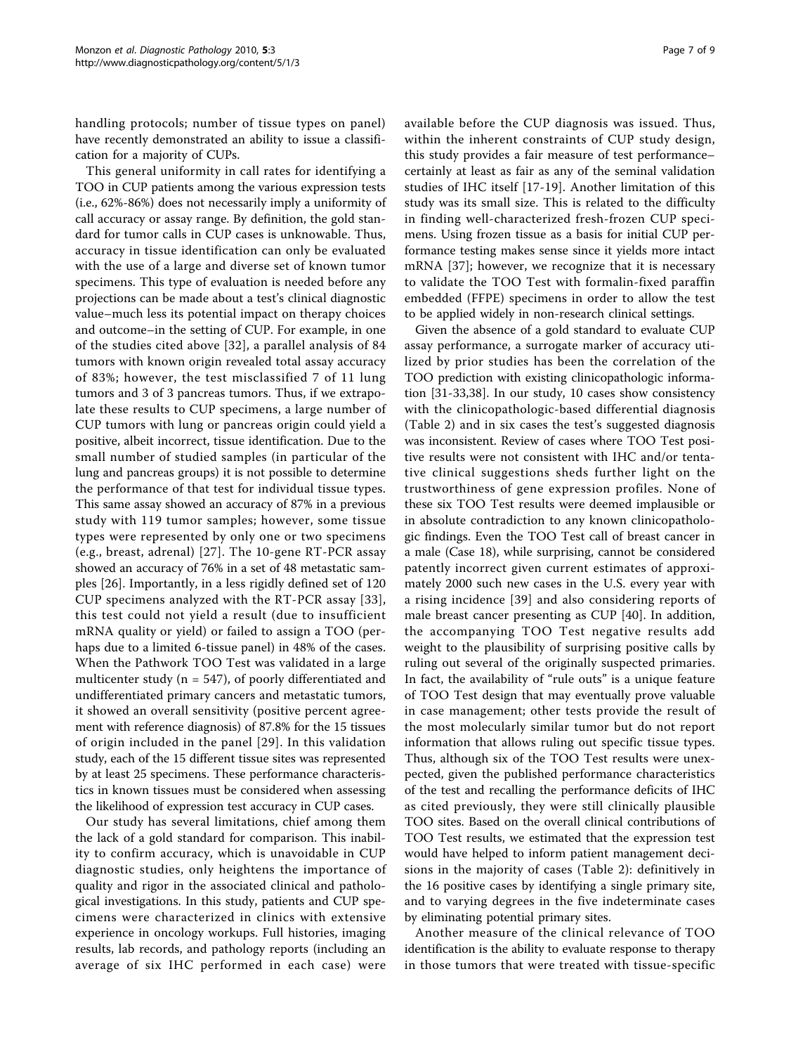handling protocols; number of tissue types on panel) have recently demonstrated an ability to issue a classification for a majority of CUPs.

This general uniformity in call rates for identifying a TOO in CUP patients among the various expression tests (i.e., 62%-86%) does not necessarily imply a uniformity of call accuracy or assay range. By definition, the gold standard for tumor calls in CUP cases is unknowable. Thus, accuracy in tissue identification can only be evaluated with the use of a large and diverse set of known tumor specimens. This type of evaluation is needed before any projections can be made about a test's clinical diagnostic value–much less its potential impact on therapy choices and outcome–in the setting of CUP. For example, in one of the studies cited above [32], a parallel analysis of 84 tumors with known origin revealed total assay accuracy of 83%; however, the test misclassified 7 of 11 lung tumors and 3 of 3 pancreas tumors. Thus, if we extrapolate these results to CUP specimens, a large number of CUP tumors with lung or pancreas origin could yield a positive, albeit incorrect, tissue identification. Due to the small number of studied samples (in particular of the lung and pancreas groups) it is not possible to determine the performance of that test for individual tissue types. This same assay showed an accuracy of 87% in a previous study with 119 tumor samples; however, some tissue types were represented by only one or two specimens (e.g., breast, adrenal) [27]. The 10-gene RT-PCR assay showed an accuracy of 76% in a set of 48 metastatic samples [26]. Importantly, in a less rigidly defined set of 120 CUP specimens analyzed with the RT-PCR assay [33], this test could not yield a result (due to insufficient mRNA quality or yield) or failed to assign a TOO (perhaps due to a limited 6-tissue panel) in 48% of the cases. When the Pathwork TOO Test was validated in a large multicenter study (n = 547), of poorly differentiated and undifferentiated primary cancers and metastatic tumors, it showed an overall sensitivity (positive percent agreement with reference diagnosis) of 87.8% for the 15 tissues of origin included in the panel [29]. In this validation study, each of the 15 different tissue sites was represented by at least 25 specimens. These performance characteristics in known tissues must be considered when assessing the likelihood of expression test accuracy in CUP cases.

Our study has several limitations, chief among them the lack of a gold standard for comparison. This inability to confirm accuracy, which is unavoidable in CUP diagnostic studies, only heightens the importance of quality and rigor in the associated clinical and pathological investigations. In this study, patients and CUP specimens were characterized in clinics with extensive experience in oncology workups. Full histories, imaging results, lab records, and pathology reports (including an average of six IHC performed in each case) were available before the CUP diagnosis was issued. Thus, within the inherent constraints of CUP study design, this study provides a fair measure of test performance–certainly at least as fair as any of the seminal validation studies of IHC itself [17-19]. Another limitation of this study was its small size. This is related to the difficulty in finding well-characterized fresh-frozen CUP specimens. Using frozen tissue as a basis for initial CUP performance testing makes sense since it yields more intact mRNA [37]; however, we recognize that it is necessary to validate the TOO Test with formalin-fixed paraffin embedded (FFPE) specimens in order to allow the test to be applied widely in non-research clinical settings.

Given the absence of a gold standard to evaluate CUP assay performance, a surrogate marker of accuracy utilized by prior studies has been the correlation of the TOO prediction with existing clinicopathologic information [31-33,38]. In our study, 10 cases show consistency with the clinicopathologic-based differential diagnosis (Table 2) and in six cases the test's suggested diagnosis was inconsistent. Review of cases where TOO Test positive results were not consistent with IHC and/or tentative clinical suggestions sheds further light on the trustworthiness of gene expression profiles. None of these six TOO Test results were deemed implausible or in absolute contradiction to any known clinicopathologic findings. Even the TOO Test call of breast cancer in a male (Case 18), while surprising, cannot be considered patently incorrect given current estimates of approximately 2000 such new cases in the U.S. every year with a rising incidence [39] and also considering reports of male breast cancer presenting as CUP [40]. In addition, the accompanying TOO Test negative results add weight to the plausibility of surprising positive calls by ruling out several of the originally suspected primaries. In fact, the availability of "rule outs" is a unique feature of TOO Test design that may eventually prove valuable in case management; other tests provide the result of the most molecularly similar tumor but do not report information that allows ruling out specific tissue types. Thus, although six of the TOO Test results were unexpected, given the published performance characteristics of the test and recalling the performance deficits of IHC as cited previously, they were still clinically plausible TOO sites. Based on the overall clinical contributions of TOO Test results, we estimated that the expression test would have helped to inform patient management decisions in the majority of cases (Table 2): definitively in the 16 positive cases by identifying a single primary site, and to varying degrees in the five indeterminate cases by eliminating potential primary sites.

Another measure of the clinical relevance of TOO identification is the ability to evaluate response to therapy in those tumors that were treated with tissue-specific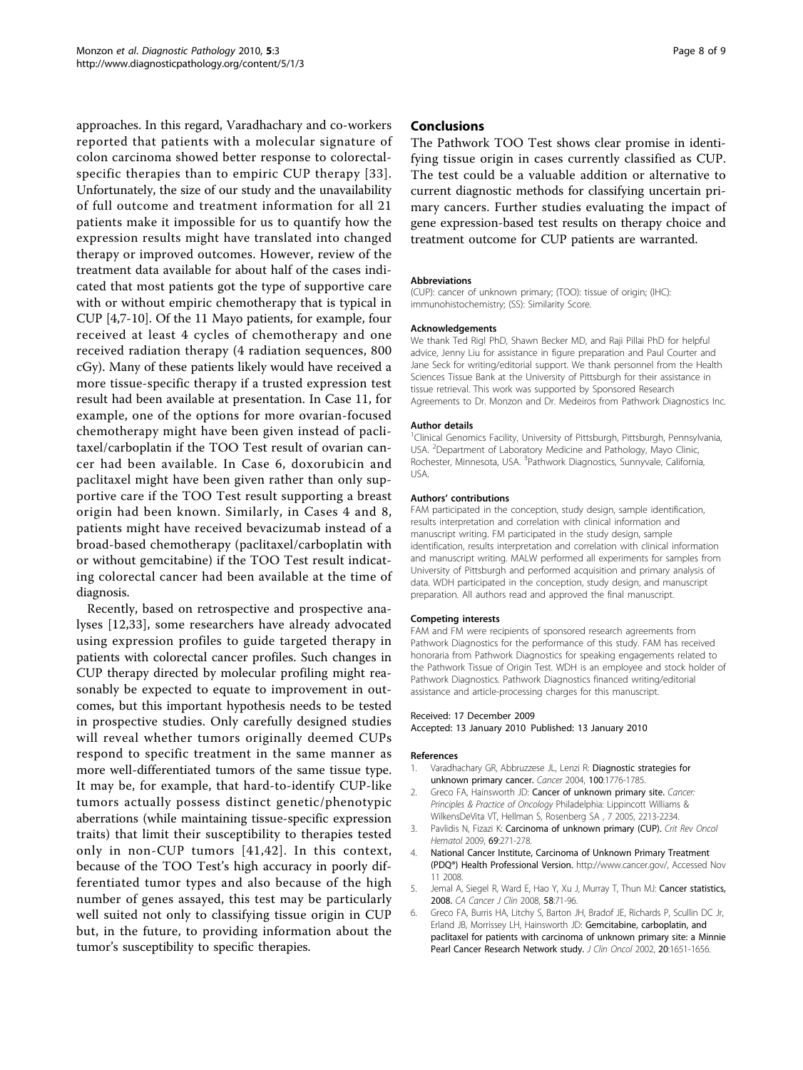approaches. In this regard, Varadhachary and co-workers reported that patients with a molecular signature of colon carcinoma showed better response to colorectal-specific therapies than to empiric CUP therapy [33]. Unfortunately, the size of our study and the unavailability of full outcome and treatment information for all 21 patients make it impossible for us to quantify how the expression results might have translated into changed therapy or improved outcomes. However, review of the treatment data available for about half of the cases indicated that most patients got the type of supportive care with or without empiric chemotherapy that is typical in CUP [4,7-10]. Of the 11 Mayo patients, for example, four received at least 4 cycles of chemotherapy and one received radiation therapy (4 radiation sequences, 800 cGy). Many of these patients likely would have received a more tissue-specific therapy if a trusted expression test result had been available at presentation. In Case 11, for example, one of the options for more ovarian-focused chemotherapy might have been given instead of paclitaxel/carboplatin if the TOO Test result of ovarian cancer had been available. In Case 6, doxorubicin and paclitaxel might have been given rather than only supportive care if the TOO Test result supporting a breast origin had been known. Similarly, in Cases 4 and 8, patients might have received bevacizumab instead of a broad-based chemotherapy (paclitaxel/carboplatin with or without gemcitabine) if the TOO Test result indicating colorectal cancer had been available at the time of diagnosis.

Recently, based on retrospective and prospective analyses [12,33], some researchers have already advocated using expression profiles to guide targeted therapy in patients with colorectal cancer profiles. Such changes in CUP therapy directed by molecular profiling might reasonably be expected to equate to improvement in outcomes, but this important hypothesis needs to be tested in prospective studies. Only carefully designed studies will reveal whether tumors originally deemed CUPs respond to specific treatment in the same manner as more well-differentiated tumors of the same tissue type. It may be, for example, that hard-to-identify CUP-like tumors actually possess distinct genetic/phenotypic aberrations (while maintaining tissue-specific expression traits) that limit their susceptibility to therapies tested only in non-CUP tumors [41,42]. In this context, because of the TOO Test's high accuracy in poorly differentiated tumor types and also because of the high number of genes assayed, this test may be particularly well suited not only to classifying tissue origin in CUP but, in the future, to providing information about the tumor's susceptibility to specific therapies.

## Conclusions

The Pathwork TOO Test shows clear promise in identifying tissue origin in cases currently classified as CUP. The test could be a valuable addition or alternative to current diagnostic methods for classifying uncertain primary cancers. Further studies evaluating the impact of gene expression-based test results on therapy choice and treatment outcome for CUP patients are warranted.

#### Abbreviations

(CUP): cancer of unknown primary; (TOO): tissue of origin; (IHC): immunohistochemistry; (SS): Similarity Score.

#### Acknowledgements

We thank Ted Rigl PhD, Shawn Becker MD, and Raji Pillai PhD for helpful advice, Jenny Liu for assistance in figure preparation and Paul Courter and Jane Seck for writing/editorial support. We thank personnel from the Health Sciences Tissue Bank at the University of Pittsburgh for their assistance in tissue retrieval. This work was supported by Sponsored Research Agreements to Dr. Monzon and Dr. Medeiros from Pathwork Diagnostics Inc.

#### Author details

[1]Clinical Genomics Facility, University of Pittsburgh, Pittsburgh, Pennsylvania, USA. [2]Department of Laboratory Medicine and Pathology, Mayo Clinic, Rochester, Minnesota, USA. [3]Pathwork Diagnostics, Sunnyvale, California, USA.

#### Authors' contributions

FAM participated in the conception, study design, sample identification, results interpretation and correlation with clinical information and manuscript writing. FM participated in the study design, sample identification, results interpretation and correlation with clinical information and manuscript writing. MALW performed all experiments for samples from University of Pittsburgh and performed acquisition and primary analysis of data. WDH participated in the conception, study design, and manuscript preparation. All authors read and approved the final manuscript.

#### Competing interests

FAM and FM were recipients of sponsored research agreements from Pathwork Diagnostics for the performance of this study. FAM has received honoraria from Pathwork Diagnostics for speaking engagements related to the Pathwork Tissue of Origin Test. WDH is an employee and stock holder of Pathwork Diagnostics. Pathwork Diagnostics financed writing/editorial assistance and article-processing charges for this manuscript.

Received: 17 December 2009
Accepted: 13 January 2010 Published: 13 January 2010

#### References

1. Varadhachary GR, Abbruzzese JL, Lenzi R: **Diagnostic strategies for unknown primary cancer.** *Cancer* 2004, **100**:1776-1785.
2. Greco FA, Hainsworth JD: **Cancer of unknown primary site.** *Cancer: Principles & Practice of Oncology* Philadelphia: Lippincott Williams & WilkensDeVita VT, Hellman S, Rosenberg SA , 7 2005, 2213-2234.
3. Pavlidis N, Fizazi K: **Carcinoma of unknown primary (CUP).** *Crit Rev Oncol Hematol* 2009, **69**:271-278.
4. **National Cancer Institute, Carcinoma of Unknown Primary Treatment (PDQ®) Health Professional Version.** http://www.cancer.gov/, Accessed Nov 11 2008.
5. Jemal A, Siegel R, Ward E, Hao Y, Xu J, Murray T, Thun MJ: **Cancer statistics, 2008.** *CA Cancer J Clin* 2008, **58**:71-96.
6. Greco FA, Burris HA, Litchy S, Barton JH, Bradof JE, Richards P, Scullin DC Jr, Erland JB, Morrissey LH, Hainsworth JD: **Gemcitabine, carboplatin, and paclitaxel for patients with carcinoma of unknown primary site: a Minnie Pearl Cancer Research Network study.** *J Clin Oncol* 2002, **20**:1651-1656.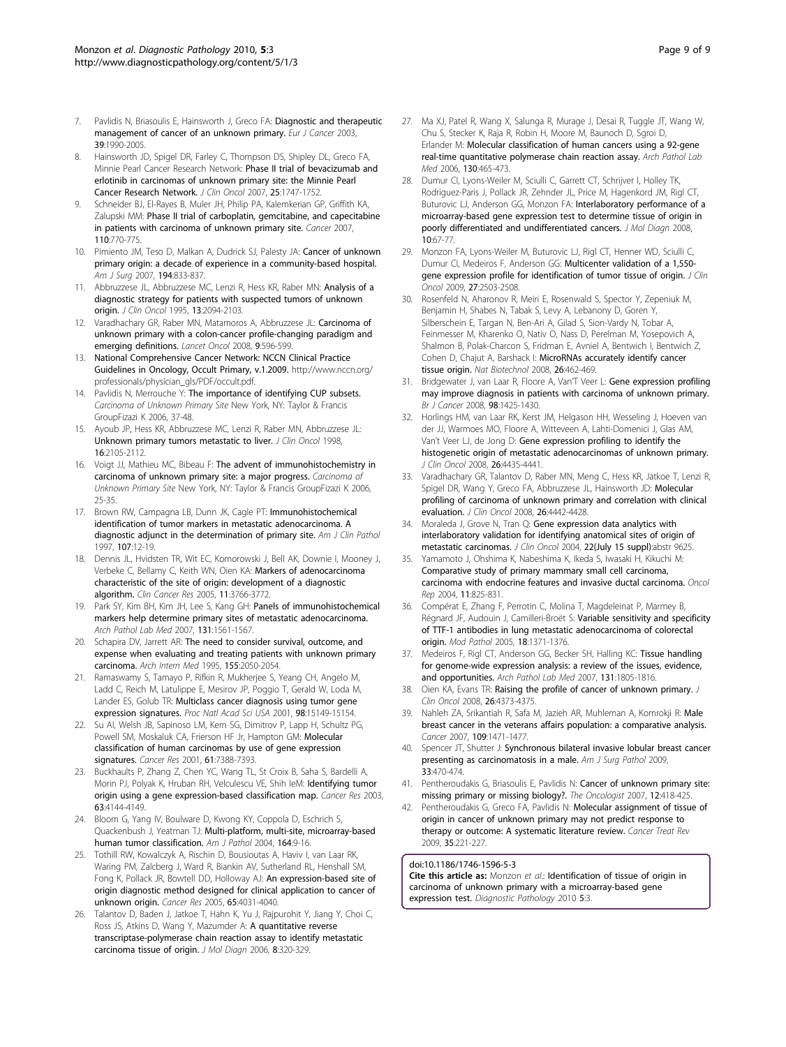7. Pavlidis N, Briasoulis E, Hainsworth J, Greco FA: **Diagnostic and therapeutic management of cancer of an unknown primary.** *Eur J Cancer* 2003, **39**:1990-2005.
8. Hainsworth JD, Spigel DR, Farley C, Thompson DS, Shipley DL, Greco FA, Minnie Pearl Cancer Research Network: **Phase II trial of bevacizumab and erlotinib in carcinomas of unknown primary site: the Minnie Pearl Cancer Research Network.** *J Clin Oncol* 2007, **25**:1747-1752.
9. Schneider BJ, El-Rayes B, Muler JH, Philip PA, Kalemkerian GP, Griffith KA, Zalupski MM: **Phase II trial of carboplatin, gemcitabine, and capecitabine in patients with carcinoma of unknown primary site.** *Cancer* 2007, **110**:770-775.
10. Pimiento JM, Teso D, Malkan A, Dudrick SJ, Palesty JA: **Cancer of unknown primary origin: a decade of experience in a community-based hospital.** *Am J Surg* 2007, **194**:833-837.
11. Abbruzzese JL, Abbruzzese MC, Lenzi R, Hess KR, Raber MN: **Analysis of a diagnostic strategy for patients with suspected tumors of unknown origin.** *J Clin Oncol* 1995, **13**:2094-2103.
12. Varadhachary GR, Raber MN, Matamoros A, Abbruzzese JL: **Carcinoma of unknown primary with a colon-cancer profile-changing paradigm and emerging definitions.** *Lancet Oncol* 2008, **9**:596-599.
13. National Comprehensive Cancer Network: **NCCN Clinical Practice Guidelines in Oncology, Occult Primary, v.1.2009.** http://www.nccn.org/professionals/physician_gls/PDF/occult.pdf.
14. Pavlidis N, Merrouche Y: **The importance of identifying CUP subsets.** *Carcinoma of Unknown Primary Site* New York, NY: Taylor & Francis GroupFizazi K 2006, 37-48.
15. Ayoub JP, Hess KR, Abbruzzese MC, Lenzi R, Raber MN, Abbruzzese JL: **Unknown primary tumors metastatic to liver.** *J Clin Oncol* 1998, **16**:2105-2112.
16. Voigt JJ, Mathieu MC, Bibeau F: **The advent of immunohistochemistry in carcinoma of unknown primary site: a major progress.** *Carcinoma of Unknown Primary Site* New York, NY: Taylor & Francis GroupFizazi K 2006, 25-35.
17. Brown RW, Campagna LB, Dunn JK, Cagle PT: **Immunohistochemical identification of tumor markers in metastatic adenocarcinoma. A diagnostic adjunct in the determination of primary site.** *Am J Clin Pathol* 1997, **107**:12-19.
18. Dennis JL, Hvidsten TR, Wit EC, Komorowski J, Bell AK, Downie I, Mooney J, Verbeke C, Bellamy C, Keith WN, Oien KA: **Markers of adenocarcinoma characteristic of the site of origin: development of a diagnostic algorithm.** *Clin Cancer Res* 2005, **11**:3766-3772.
19. Park SY, Kim BH, Kim JH, Lee S, Kang GH: **Panels of immunohistochemical markers help determine primary sites of metastatic adenocarcinoma.** *Arch Pathol Lab Med* 2007, **131**:1561-1567.
20. Schapira DV, Jarrett AR: **The need to consider survival, outcome, and expense when evaluating and treating patients with unknown primary carcinoma.** *Arch Intern Med* 1995, **155**:2050-2054.
21. Ramaswamy S, Tamayo P, Rifkin R, Mukherjee S, Yeang CH, Angelo M, Ladd C, Reich M, Latulippe E, Mesirov JP, Poggio T, Gerald W, Loda M, Lander ES, Golub TR: **Multiclass cancer diagnosis using tumor gene expression signatures.** *Proc Natl Acad Sci USA* 2001, **98**:15149-15154.
22. Su AI, Welsh JB, Sapinoso LM, Kern SG, Dimitrov P, Lapp H, Schultz PG, Powell SM, Moskaluk CA, Frierson HF Jr, Hampton GM: **Molecular classification of human carcinomas by use of gene expression signatures.** *Cancer Res* 2001, **61**:7388-7393.
23. Buckhaults P, Zhang Z, Chen YC, Wang TL, St Croix B, Saha S, Bardelli A, Morin PJ, Polyak K, Hruban RH, Velculescu VE, Shih IeM: **Identifying tumor origin using a gene expression-based classification map.** *Cancer Res* 2003, **63**:4144-4149.
24. Bloom G, Yang IV, Boulware D, Kwong KY, Coppola D, Eschrich S, Quackenbush J, Yeatman TJ: **Multi-platform, multi-site, microarray-based human tumor classification.** *Am J Pathol* 2004, **164**:9-16.
25. Tothill RW, Kowalczyk A, Rischin D, Bousioutas A, Haviv I, van Laar RK, Waring PM, Zalcberg J, Ward R, Biankin AV, Sutherland RL, Henshall SM, Fong K, Pollack JR, Bowtell DD, Holloway AJ: **An expression-based site of origin diagnostic method designed for clinical application to cancer of unknown origin.** *Cancer Res* 2005, **65**:4031-4040.
26. Talantov D, Baden J, Jatkoe T, Hahn K, Yu J, Rajpurohit Y, Jiang Y, Choi C, Ross JS, Atkins D, Wang Y, Mazumder A: **A quantitative reverse transcriptase-polymerase chain reaction assay to identify metastatic carcinoma tissue of origin.** *J Mol Diagn* 2006, **8**:320-329.
27. Ma XJ, Patel R, Wang X, Salunga R, Murage J, Desai R, Tuggle JT, Wang W, Chu S, Stecker K, Raja R, Robin H, Moore M, Baunoch D, Sgroi D, Erlander M: **Molecular classification of human cancers using a 92-gene real-time quantitative polymerase chain reaction assay.** *Arch Pathol Lab Med* 2006, **130**:465-473.
28. Dumur CI, Lyons-Weiler M, Sciulli C, Garrett CT, Schrijver I, Holley TK, Rodriguez-Paris J, Pollack JR, Zehnder JL, Price M, Hagenkord JM, Rigl CT, Buturovic LJ, Anderson GG, Monzon FA: **Interlaboratory performance of a microarray-based gene expression test to determine tissue of origin in poorly differentiated and undifferentiated cancers.** *J Mol Diagn* 2008, **10**:67-77.
29. Monzon FA, Lyons-Weiler M, Buturovic LJ, Rigl CT, Henner WD, Sciulli C, Dumur CI, Medeiros F, Anderson GG: **Multicenter validation of a 1,550-gene expression profile for identification of tumor tissue of origin.** *J Clin Oncol* 2009, **27**:2503-2508.
30. Rosenfeld N, Aharonov R, Meiri E, Rosenwald S, Spector Y, Zepeniuk M, Benjamin H, Shabes N, Tabak S, Levy A, Lebanony D, Goren Y, Silberschein E, Targan N, Ben-Ari A, Gilad S, Sion-Vardy N, Tobar A, Feinmesser M, Kharenko O, Nativ O, Nass D, Perelman M, Yosepovich A, Shalmon B, Polak-Charcon S, Fridman E, Avniel A, Bentwich I, Bentwich Z, Cohen D, Chajut A, Barshack I: **MicroRNAs accurately identify cancer tissue origin.** *Nat Biotechnol* 2008, **26**:462-469.
31. Bridgewater J, van Laar R, Floore A, Van'T Veer L: **Gene expression profiling may improve diagnosis in patients with carcinoma of unknown primary.** *Br J Cancer* 2008, **98**:1425-1430.
32. Horlings HM, van Laar RK, Kerst JM, Helgason HH, Wesseling J, Hoeven van der JJ, Warmoes MO, Floore A, Witteveen A, Lahti-Domenici J, Glas AM, Van't Veer LJ, de Jong D: **Gene expression profiling to identify the histogenetic origin of metastatic adenocarcinomas of unknown primary.** *J Clin Oncol* 2008, **26**:4435-4441.
33. Varadhachary GR, Talantov D, Raber MN, Meng C, Hess KR, Jatkoe T, Lenzi R, Spigel DR, Wang Y, Greco FA, Abbruzzese JL, Hainsworth JD: **Molecular profiling of carcinoma of unknown primary and correlation with clinical evaluation.** *J Clin Oncol* 2008, **26**:4442-4428.
34. Moraleda J, Grove N, Tran Q: **Gene expression data analytics with interlaboratory validation for identifying anatomical sites of origin of metastatic carcinomas.** *J Clin Oncol* 2004, **22(July 15 suppl)**:abstr 9625.
35. Yamamoto J, Ohshima K, Nabeshima K, Ikeda S, Iwasaki H, Kikuchi M: **Comparative study of primary mammary small cell carcinoma, carcinoma with endocrine features and invasive ductal carcinoma.** *Oncol Rep* 2004, **11**:825-831.
36. Compérat E, Zhang F, Perrotin C, Molina T, Magdeleinat P, Marmey B, Régnard JF, Audouin J, Camilleri-Broët S: **Variable sensitivity and specificity of TTF-1 antibodies in lung metastatic adenocarcinoma of colorectal origin.** *Mod Pathol* 2005, **18**:1371-1376.
37. Medeiros F, Rigl CT, Anderson GG, Becker SH, Halling KC: **Tissue handling for genome-wide expression analysis: a review of the issues, evidence, and opportunities.** *Arch Pathol Lab Med* 2007, **131**:1805-1816.
38. Oien KA, Evans TR: **Raising the profile of cancer of unknown primary.** *J Clin Oncol* 2008, **26**:4373-4375.
39. Nahleh ZA, Srikantiah R, Safa M, Jazieh AR, Muhleman A, Komrokji R: **Male breast cancer in the veterans affairs population: a comparative analysis.** *Cancer* 2007, **109**:1471-1477.
40. Spencer JT, Shutter J: **Synchronous bilateral invasive lobular breast cancer presenting as carcinomatosis in a male.** *Am J Surg Pathol* 2009, **33**:470-474.
41. Pentheroudakis G, Briasoulis E, Pavlidis N: **Cancer of unknown primary site: missing primary or missing biology?.** *The Oncologist* 2007, **12**:418-425.
42. Pentheroudakis G, Greco FA, Pavlidis N: **Molecular assignment of tissue of origin in cancer of unknown primary may not predict response to therapy or outcome: A systematic literature review.** *Cancer Treat Rev* 2009, **35**:221-227.

doi:10.1186/1746-1596-5-3

**Cite this article as:** Monzon *et al.*: Identification of tissue of origin in carcinoma of unknown primary with a microarray-based gene expression test. *Diagnostic Pathology* 2010 **5**:3.